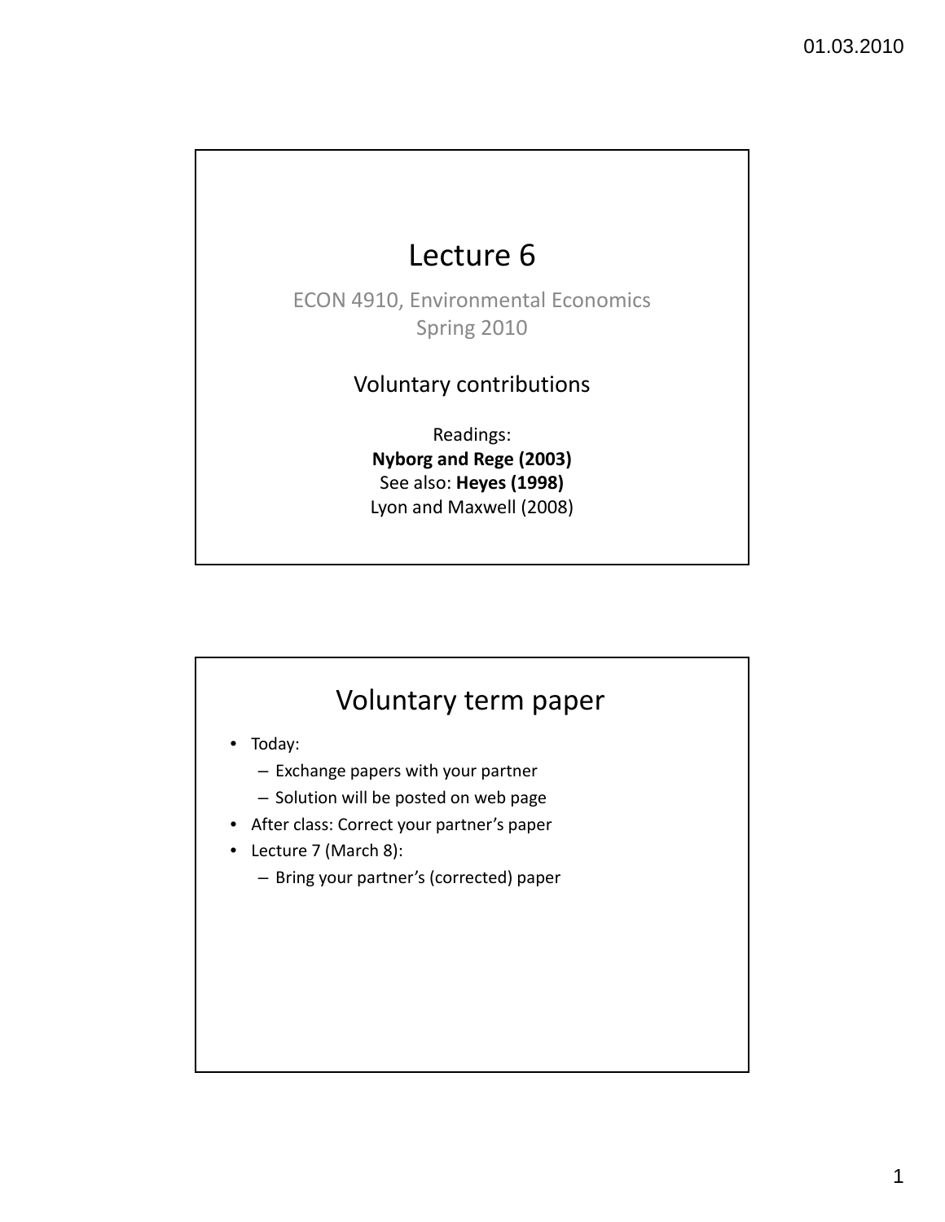# Lecture 6

ECON 4910, Environmental Economics
Spring 2010

Voluntary contributions

Readings:
**Nyborg and Rege (2003)**
See also: **Heyes (1998)**
Lyon and Maxwell (2008)

## Voluntary term paper

- Today:
  - Exchange papers with your partner
  - Solution will be posted on web page
- After class: Correct your partner's paper
- Lecture 7 (March 8):
  - Bring your partner's (corrected) paper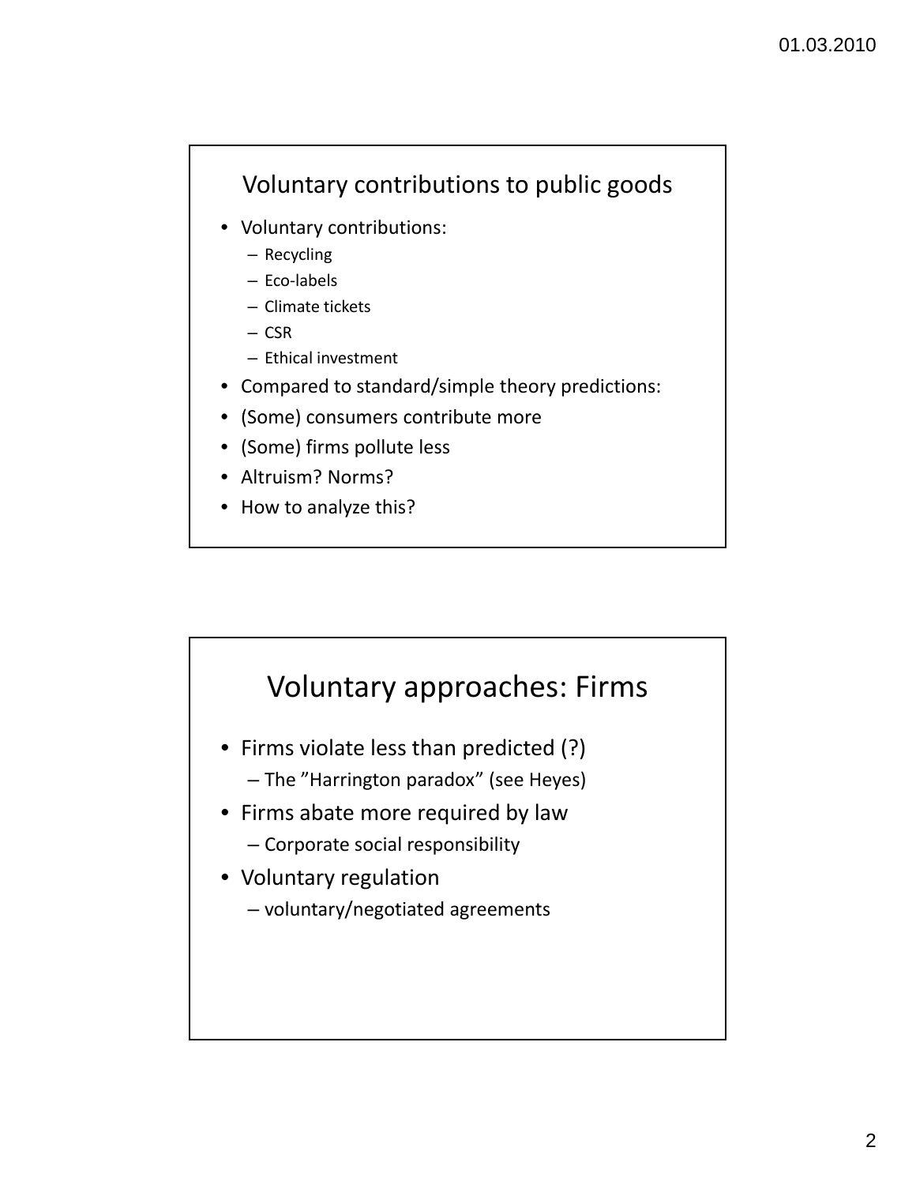## Voluntary contributions to public goods

- Voluntary contributions:
  - Recycling
  - Eco-labels
  - Climate tickets
  - CSR
  - Ethical investment
- Compared to standard/simple theory predictions:
- (Some) consumers contribute more
- (Some) firms pollute less
- Altruism? Norms?
- How to analyze this?

## Voluntary approaches: Firms

- Firms violate less than predicted (?)
  - The ”Harrington paradox” (see Heyes)
- Firms abate more required by law
  - Corporate social responsibility
- Voluntary regulation
  - voluntary/negotiated agreements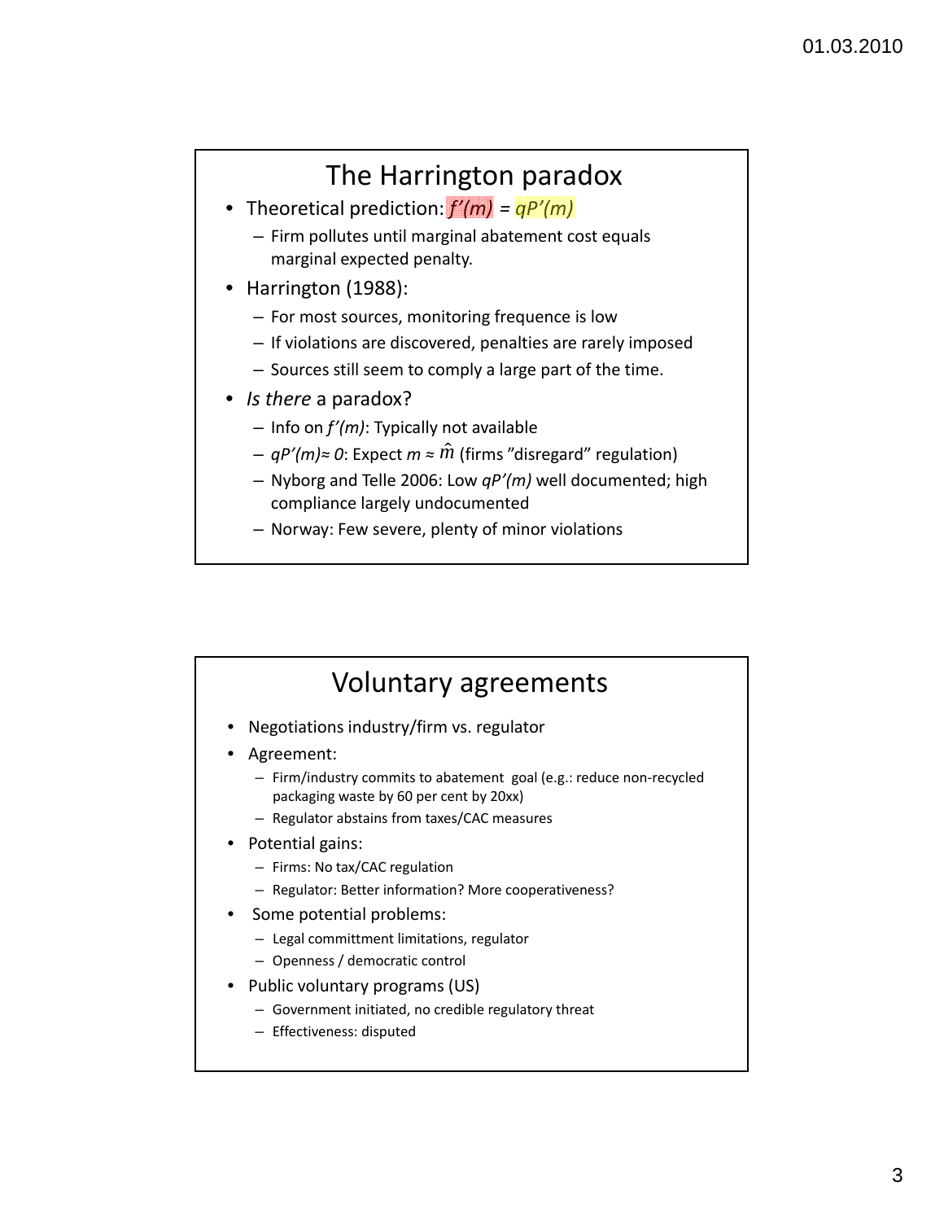## The Harrington paradox

- Theoretical prediction: $f'(m) = qP'(m)$
  - Firm pollutes until marginal abatement cost equals marginal expected penalty.
- Harrington (1988):
  - For most sources, monitoring frequence is low
  - If violations are discovered, penalties are rarely imposed
  - Sources still seem to comply a large part of the time.
- *Is there* a paradox?
  - Info on $f'(m)$: Typically not available
  - $qP'(m) \approx 0$: Expect $m \approx \hat{m}$ (firms "disregard" regulation)
  - Nyborg and Telle 2006: Low $qP'(m)$ well documented; high compliance largely undocumented
  - Norway: Few severe, plenty of minor violations

## Voluntary agreements

- Negotiations industry/firm vs. regulator
- Agreement:
  - Firm/industry commits to abatement goal (e.g.: reduce non-recycled packaging waste by 60 per cent by 20xx)
  - Regulator abstains from taxes/CAC measures
- Potential gains:
  - Firms: No tax/CAC regulation
  - Regulator: Better information? More cooperativeness?
- Some potential problems:
  - Legal committment limitations, regulator
  - Openness / democratic control
- Public voluntary programs (US)
  - Government initiated, no credible regulatory threat
  - Effectiveness: disputed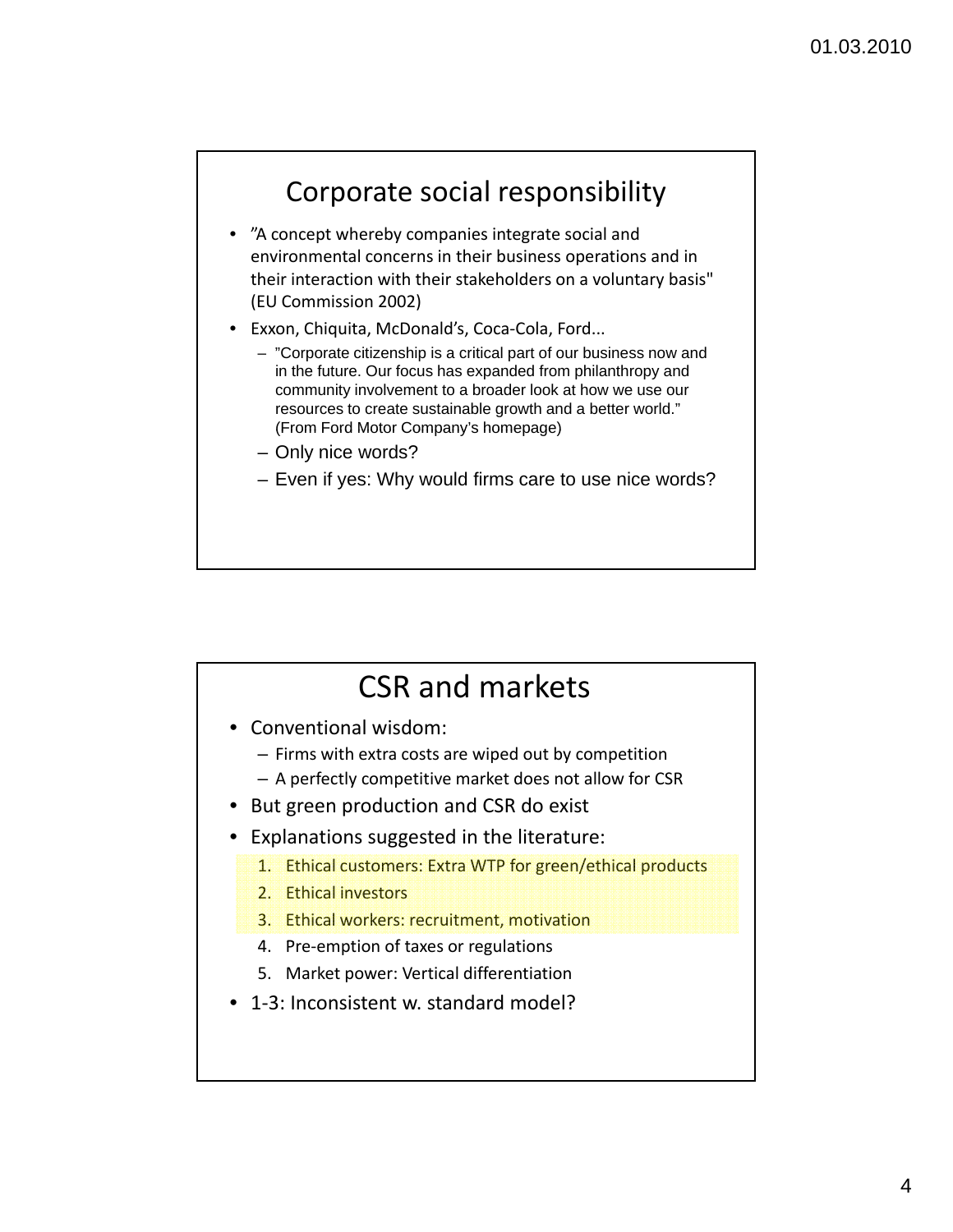## Corporate social responsibility

- ”A concept whereby companies integrate social and environmental concerns in their business operations and in their interaction with their stakeholders on a voluntary basis" (EU Commission 2002)
- Exxon, Chiquita, McDonald’s, Coca-Cola, Ford...
  - ”Corporate citizenship is a critical part of our business now and in the future. Our focus has expanded from philanthropy and community involvement to a broader look at how we use our resources to create sustainable growth and a better world.” (From Ford Motor Company’s homepage)
  - Only nice words?
  - Even if yes: Why would firms care to use nice words?

## CSR and markets

- Conventional wisdom:
  - Firms with extra costs are wiped out by competition
  - A perfectly competitive market does not allow for CSR
- But green production and CSR do exist
- Explanations suggested in the literature:
  1. Ethical customers: Extra WTP for green/ethical products
  2. Ethical investors
  3. Ethical workers: recruitment, motivation
  4. Pre-emption of taxes or regulations
  5. Market power: Vertical differentiation
- 1-3: Inconsistent w. standard model?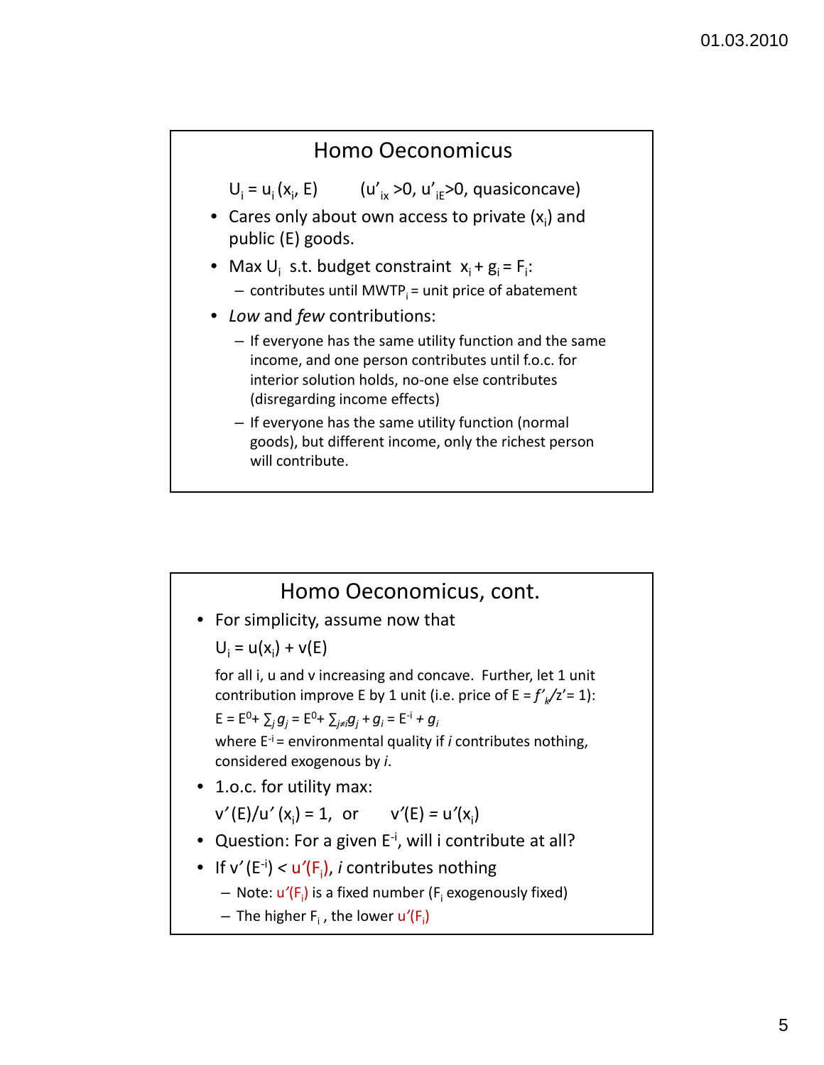## Homo Oeconomicus

$U_i = u_i(x_i, E)$ ($u'_{ix} > 0$, $u'_{iE} > 0$, quasiconcave)

- Cares only about own access to private ($x_i$) and public ($E$) goods.
- Max $U_i$ s.t. budget constraint $x_i + g_i = F_i$:
  - contributes until $MWTP_i$ = unit price of abatement
- *Low* and *few* contributions:
  - If everyone has the same utility function and the same income, and one person contributes until f.o.c. for interior solution holds, no-one else contributes (disregarding income effects)
  - If everyone has the same utility function (normal goods), but different income, only the richest person will contribute.

## Homo Oeconomicus, cont.

- For simplicity, assume now that

  $U_i = u(x_i) + v(E)$

  for all i, u and v increasing and concave. Further, let 1 unit contribution improve E by 1 unit (i.e. price of E = $f'_k/z' = 1$):

  $E = E^0 + \sum_j g_j = E^0 + \sum_{j \neq i} g_j + g_i = E^{-i} + g_i$

  where $E^{-i}$ = environmental quality if *i* contributes nothing, considered exogenous by *i*.
- 1.o.c. for utility max:

  $v'(E)/u'(x_i) = 1$, or $v'(E) = u'(x_i)$
- Question: For a given $E^{-i}$, will i contribute at all?
- If $v'(E^{-i}) < u'(F_i)$, *i* contributes nothing
  - Note: $u'(F_i)$ is a fixed number ($F_i$ exogenously fixed)
  - The higher $F_i$, the lower $u'(F_i)$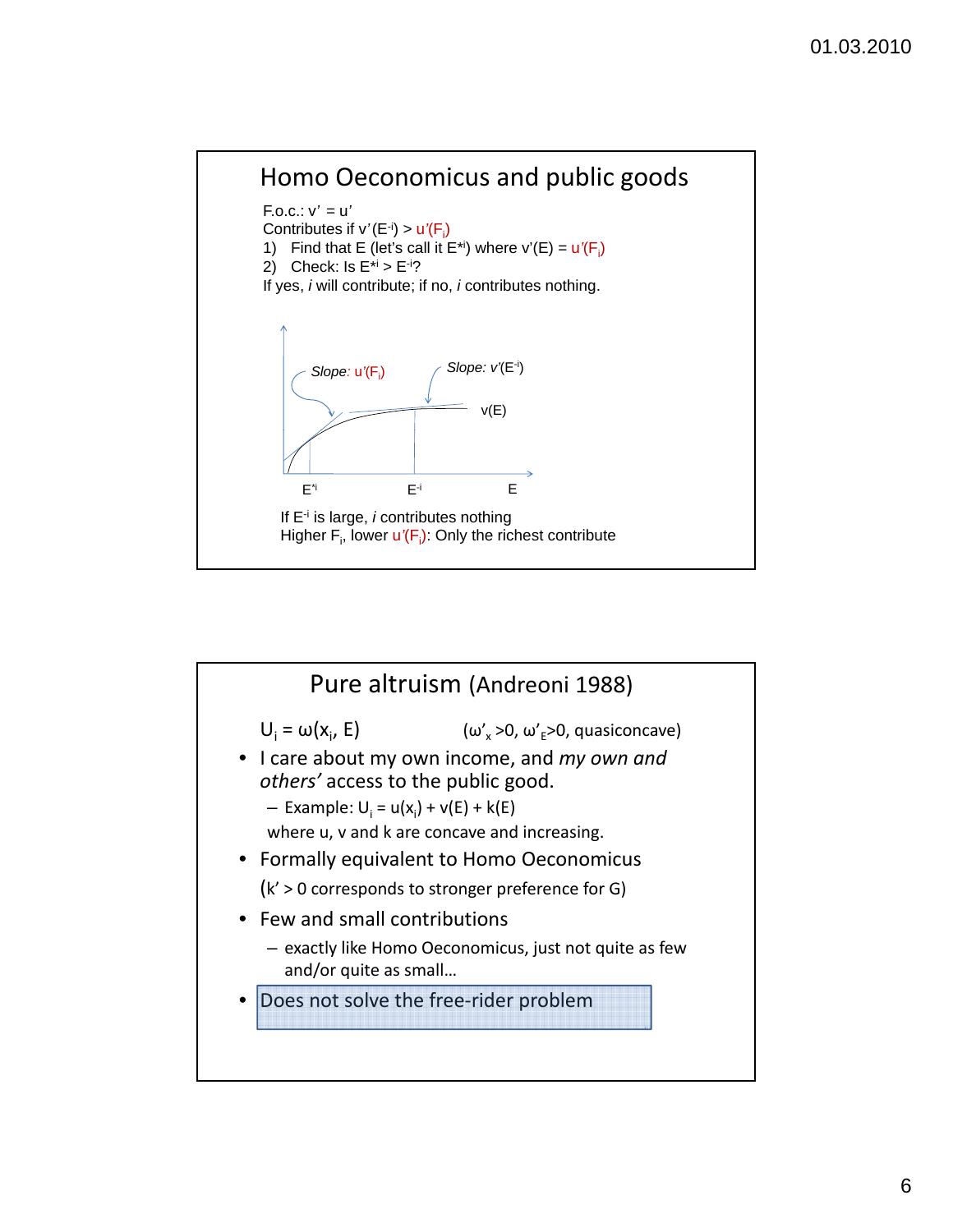## Homo Oeconomicus and public goods

F.o.c.: $v' = u'$

Contributes if $v'(E^{-i}) > u'(F_i)$

1) Find that E (let's call it $E^{*i}$) where $v'(E) = u'(F_i)$
2) Check: Is $E^{*i} > E^{-i}$?

If yes, *i* will contribute; if no, *i* contributes nothing.

*Slope:* $u'(F_i)$

*Slope:* $v'(E^{-i})$

$v(E)$

$E^{*i}$

$E^{-i}$

E

If $E^{-i}$ is large, *i* contributes nothing

Higher $F_i$, lower $u'(F_i)$: Only the richest contribute

## Pure altruism (Andreoni 1988)

$U_i = \omega(x_i, E)$ ($\omega'_x > 0$, $\omega'_E > 0$, quasiconcave)

- I care about my own income, and *my own and others'* access to the public good.
  - Example: $U_i = u(x_i) + v(E) + k(E)$

  where u, v and k are concave and increasing.
- Formally equivalent to Homo Oeconomicus

  ($k' > 0$ corresponds to stronger preference for G)
- Few and small contributions
  - exactly like Homo Oeconomicus, just not quite as few and/or quite as small…
- Does not solve the free-rider problem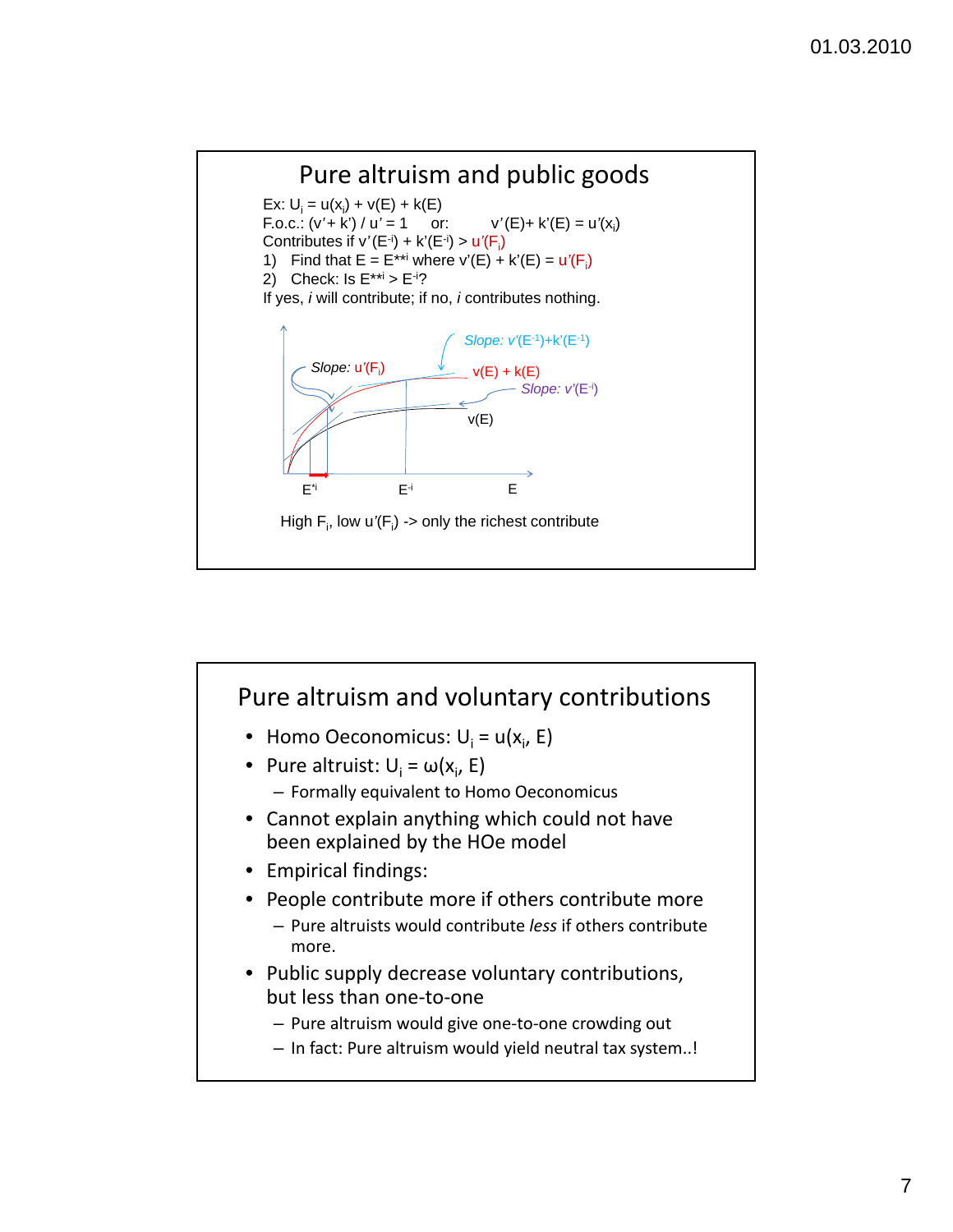## Pure altruism and public goods

Ex: $U_i = u(x_i) + v(E) + k(E)$

F.o.c.: $(v' + k') / u' = 1$ or: $v'(E) + k'(E) = u'(x_i)$

Contributes if $v'(E^{-i}) + k'(E^{-i}) > u'(F_i)$

1) Find that $E = E^{**i}$ where $v'(E) + k'(E) = u'(F_i)$
2) Check: Is $E^{**i} > E^{-i}$?

If yes, *i* will contribute; if no, *i* contributes nothing.

*Slope:* $v'(E^{-1})+k'(E^{-1})$

*Slope:* $u'(F_i)$

$v(E) + k(E)$

*Slope:* $v'(E^{-i})$

$v(E)$

$E^{*i}$

$E^{-i}$

$E$

High $F_i$, low $u'(F_i)$ -> only the richest contribute

## Pure altruism and voluntary contributions

- Homo Oeconomicus: $U_i = u(x_i, E)$
- Pure altruist: $U_i = \omega(x_i, E)$
  - Formally equivalent to Homo Oeconomicus
- Cannot explain anything which could not have been explained by the HOe model
- Empirical findings:
- People contribute more if others contribute more
  - Pure altruists would contribute *less* if others contribute more.
- Public supply decrease voluntary contributions, but less than one-to-one
  - Pure altruism would give one-to-one crowding out
  - In fact: Pure altruism would yield neutral tax system..!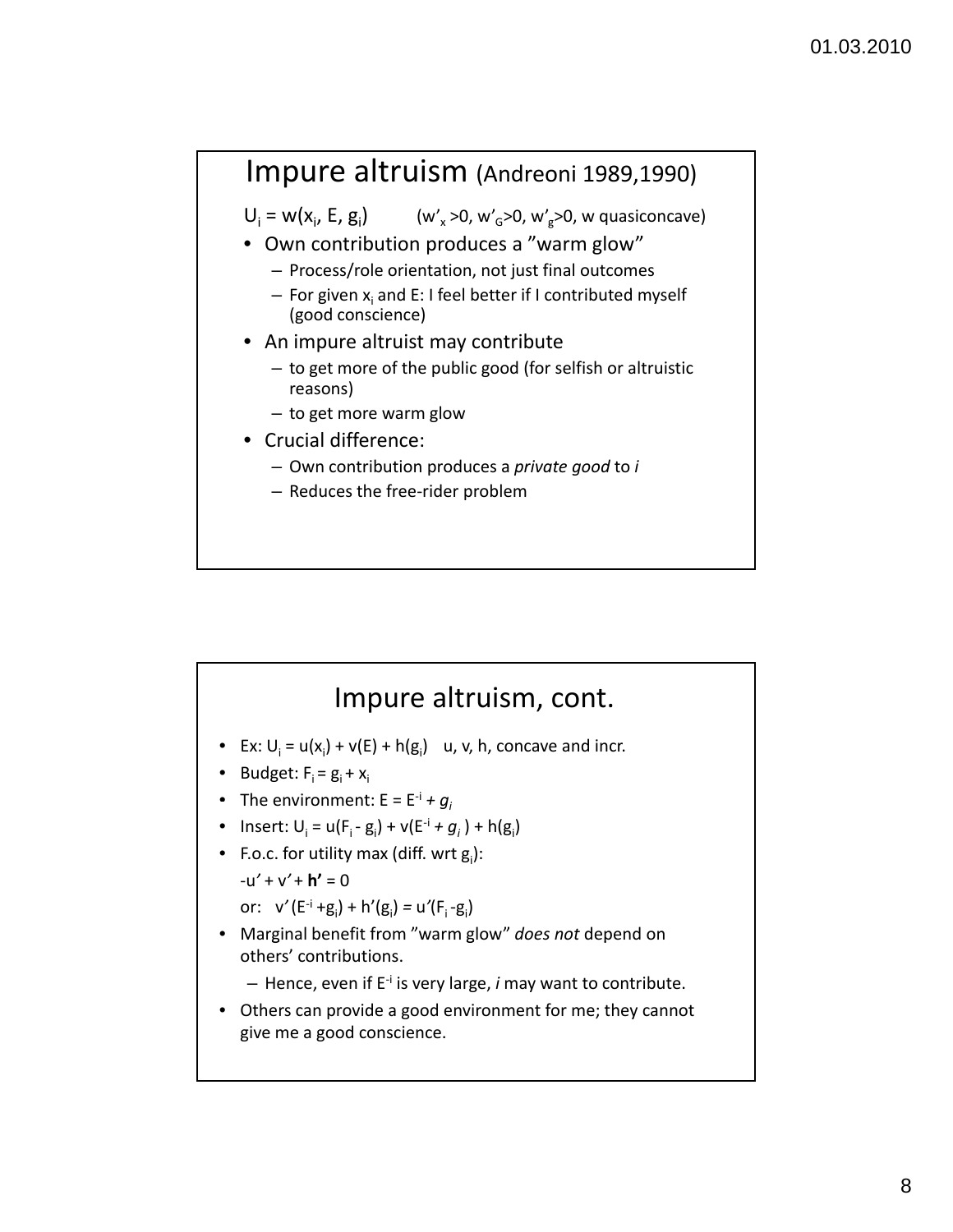# Impure altruism (Andreoni 1989,1990)

$U_i = w(x_i, E, g_i)$ ($w'_x > 0$, $w'_G > 0$, $w'_g > 0$, w quasiconcave)

- Own contribution produces a "warm glow"
  - Process/role orientation, not just final outcomes
  - For given $x_i$ and E: I feel better if I contributed myself (good conscience)
- An impure altruist may contribute
  - to get more of the public good (for selfish or altruistic reasons)
  - to get more warm glow
- Crucial difference:
  - Own contribution produces a *private good* to *i*
  - Reduces the free-rider problem

# Impure altruism, cont.

- Ex: $U_i = u(x_i) + v(E) + h(g_i)$ u, v, h, concave and incr.
- Budget: $F_i = g_i + x_i$
- The environment: $E = E^{-i} + g_i$
- Insert: $U_i = u(F_i - g_i) + v(E^{-i} + g_i) + h(g_i)$
- F.o.c. for utility max (diff. wrt $g_i$):

  $-u' + v' + \mathbf{h'} = 0$

  or: $v'(E^{-i} + g_i) + h'(g_i) = u'(F_i - g_i)$
- Marginal benefit from "warm glow" *does not* depend on others' contributions.
  - Hence, even if $E^{-i}$ is very large, *i* may want to contribute.
- Others can provide a good environment for me; they cannot give me a good conscience.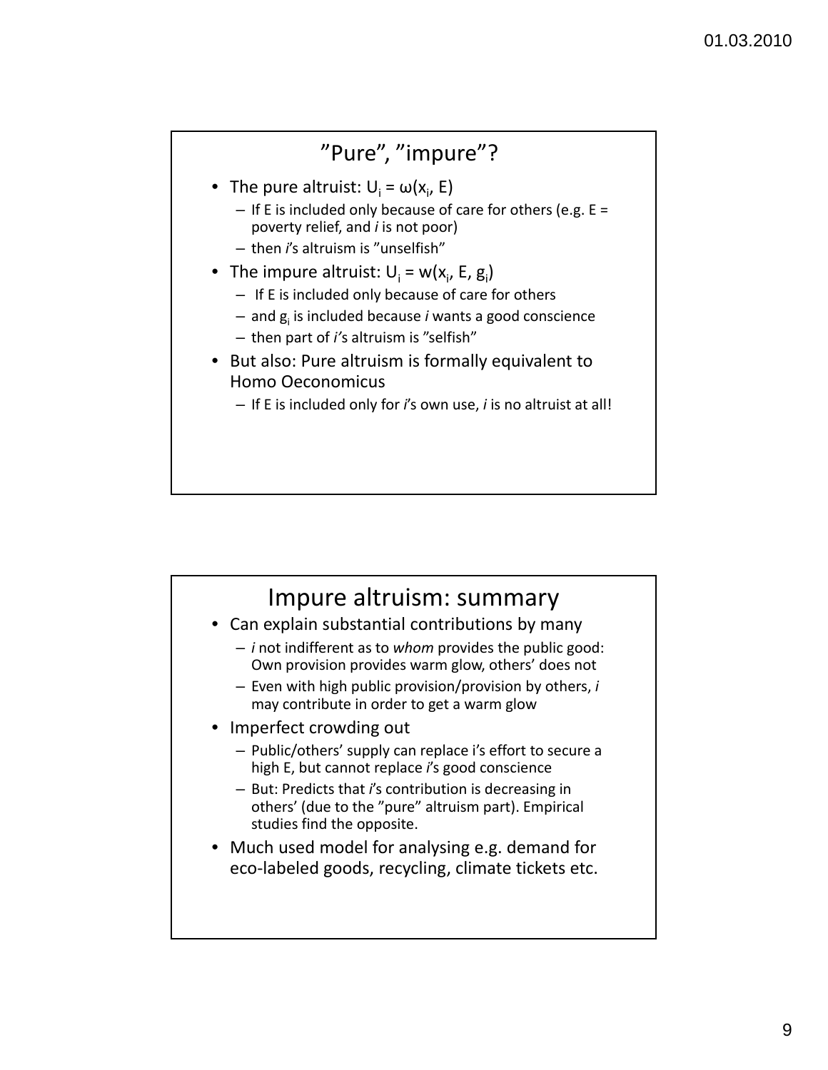## ”Pure”, ”impure”?

- The pure altruist: $U_i = \omega(x_i, E)$
  - If E is included only because of care for others (e.g. E = poverty relief, and *i* is not poor)
  - then *i*’s altruism is ”unselfish”
- The impure altruist: $U_i = w(x_i, E, g_i)$
  - If E is included only because of care for others
  - and $g_i$ is included because *i* wants a good conscience
  - then part of *i’*s altruism is ”selfish”
- But also: Pure altruism is formally equivalent to Homo Oeconomicus
  - If E is included only for *i*’s own use, *i* is no altruist at all!

## Impure altruism: summary

- Can explain substantial contributions by many
  - *i* not indifferent as to *whom* provides the public good: Own provision provides warm glow, others’ does not
  - Even with high public provision/provision by others, *i* may contribute in order to get a warm glow
- Imperfect crowding out
  - Public/others’ supply can replace i’s effort to secure a high E, but cannot replace *i*’s good conscience
  - But: Predicts that *i*’s contribution is decreasing in others’ (due to the ”pure” altruism part). Empirical studies find the opposite.
- Much used model for analysing e.g. demand for eco-labeled goods, recycling, climate tickets etc.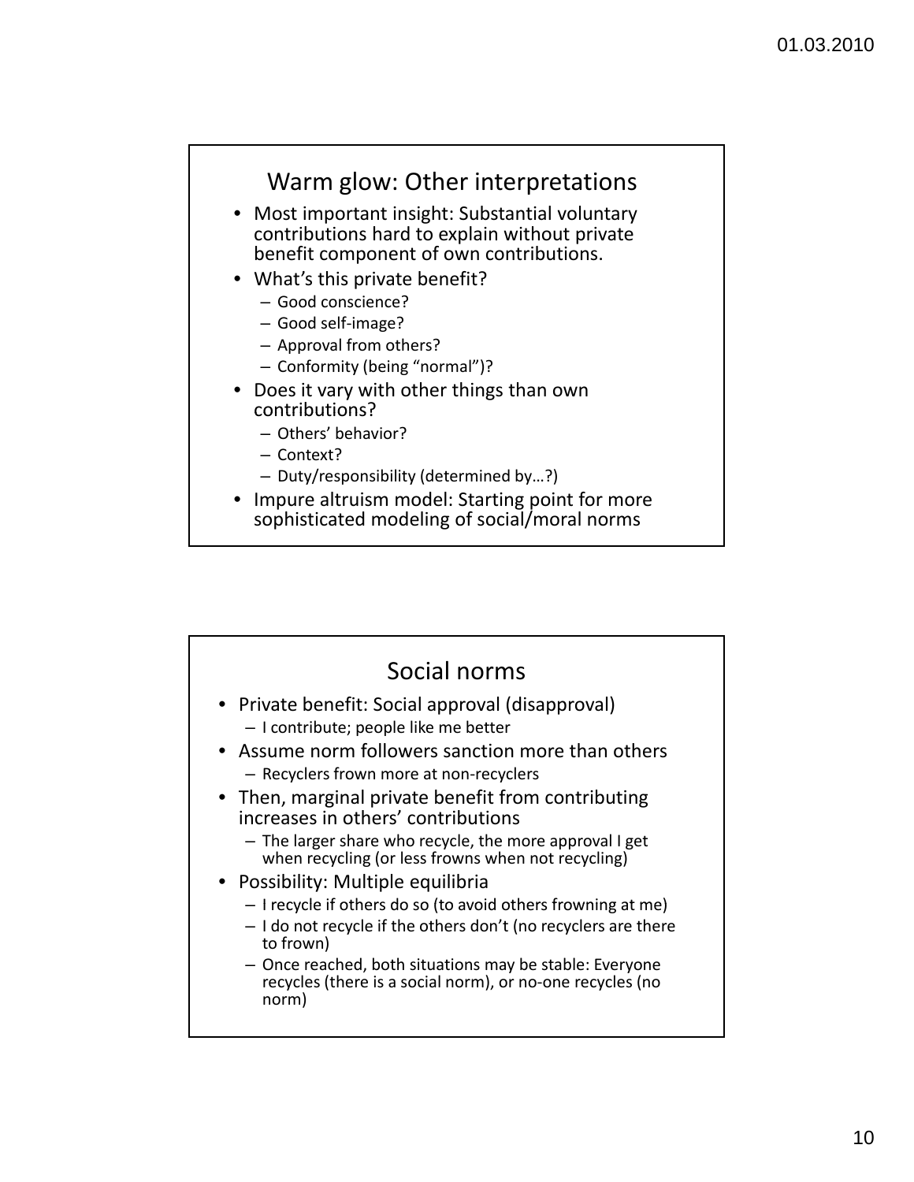## Warm glow: Other interpretations

- Most important insight: Substantial voluntary contributions hard to explain without private benefit component of own contributions.
- What's this private benefit?
  - Good conscience?
  - Good self-image?
  - Approval from others?
  - Conformity (being "normal")?
- Does it vary with other things than own contributions?
  - Others' behavior?
  - Context?
  - Duty/responsibility (determined by…?)
- Impure altruism model: Starting point for more sophisticated modeling of social/moral norms

## Social norms

- Private benefit: Social approval (disapproval)
  - I contribute; people like me better
- Assume norm followers sanction more than others
  - Recyclers frown more at non-recyclers
- Then, marginal private benefit from contributing increases in others' contributions
  - The larger share who recycle, the more approval I get when recycling (or less frowns when not recycling)
- Possibility: Multiple equilibria
  - I recycle if others do so (to avoid others frowning at me)
  - I do not recycle if the others don't (no recyclers are there to frown)
  - Once reached, both situations may be stable: Everyone recycles (there is a social norm), or no-one recycles (no norm)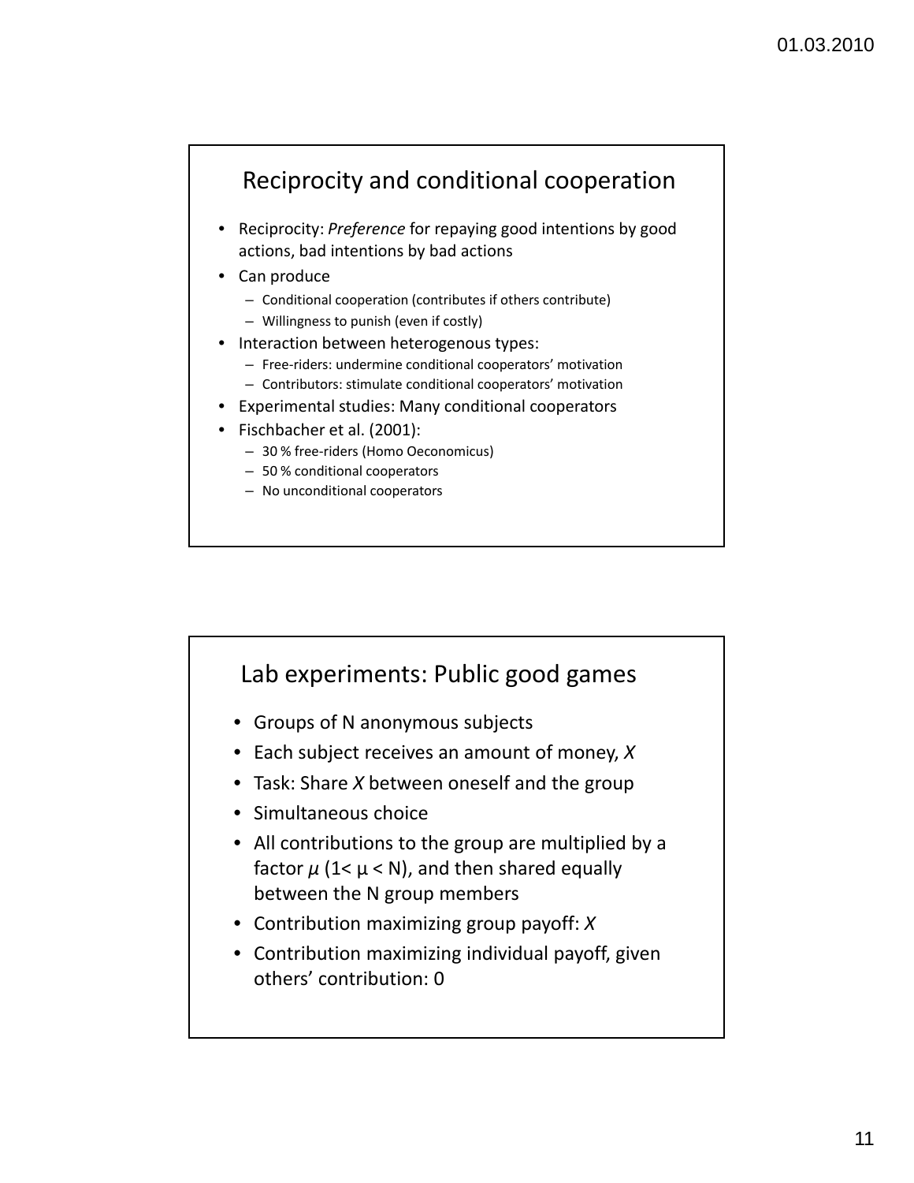## Reciprocity and conditional cooperation

- Reciprocity: *Preference* for repaying good intentions by good actions, bad intentions by bad actions
- Can produce
  - Conditional cooperation (contributes if others contribute)
  - Willingness to punish (even if costly)
- Interaction between heterogenous types:
  - Free-riders: undermine conditional cooperators' motivation
  - Contributors: stimulate conditional cooperators' motivation
- Experimental studies: Many conditional cooperators
- Fischbacher et al. (2001):
  - 30 % free-riders (Homo Oeconomicus)
  - 50 % conditional cooperators
  - No unconditional cooperators

## Lab experiments: Public good games

- Groups of N anonymous subjects
- Each subject receives an amount of money, *X*
- Task: Share *X* between oneself and the group
- Simultaneous choice
- All contributions to the group are multiplied by a factor $\mu$ ($1 < \mu < N$), and then shared equally between the N group members
- Contribution maximizing group payoff: *X*
- Contribution maximizing individual payoff, given others' contribution: 0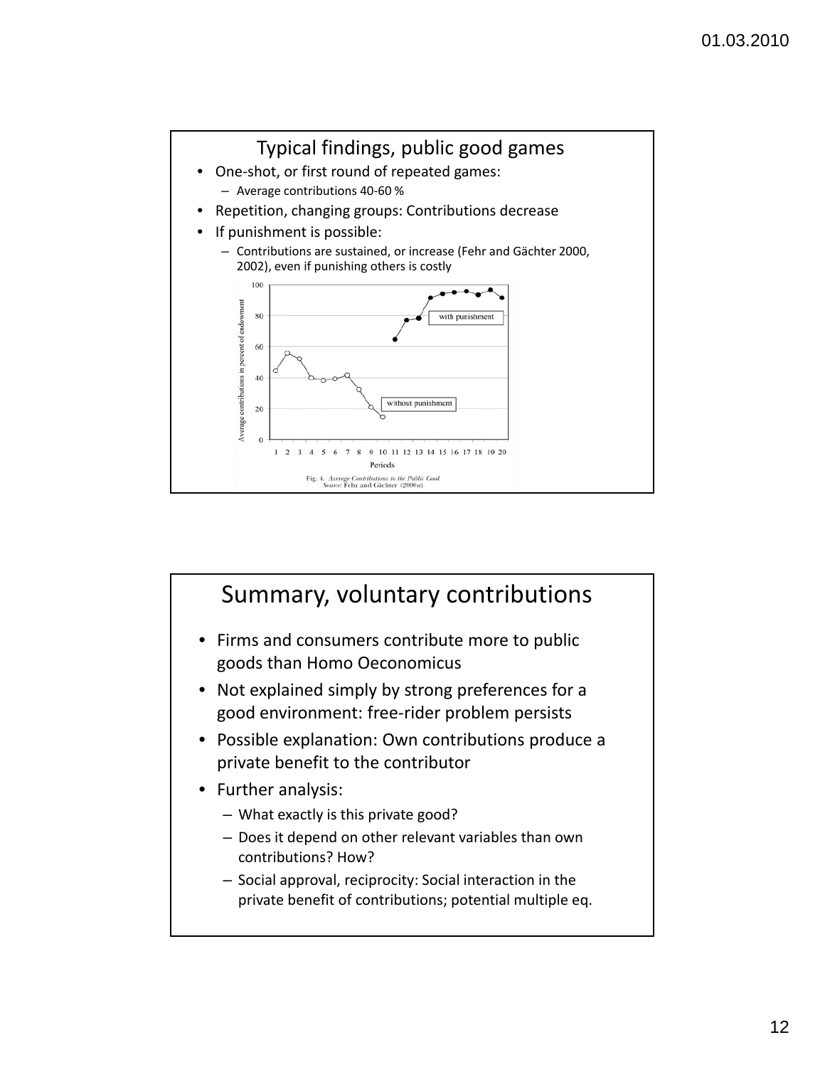## Typical findings, public good games

- One-shot, or first round of repeated games:
  - Average contributions 40-60 %
- Repetition, changing groups: Contributions decrease
- If punishment is possible:
  - Contributions are sustained, or increase (Fehr and Gächter 2000, 2002), even if punishing others is costly

Fig. 4. *Average Contributions to the Public Good*
*Source*: Fehr and Gächter (2000*a*)

## Summary, voluntary contributions

- Firms and consumers contribute more to public goods than Homo Oeconomicus
- Not explained simply by strong preferences for a good environment: free-rider problem persists
- Possible explanation: Own contributions produce a private benefit to the contributor
- Further analysis:
  - What exactly is this private good?
  - Does it depend on other relevant variables than own contributions? How?
  - Social approval, reciprocity: Social interaction in the private benefit of contributions; potential multiple eq.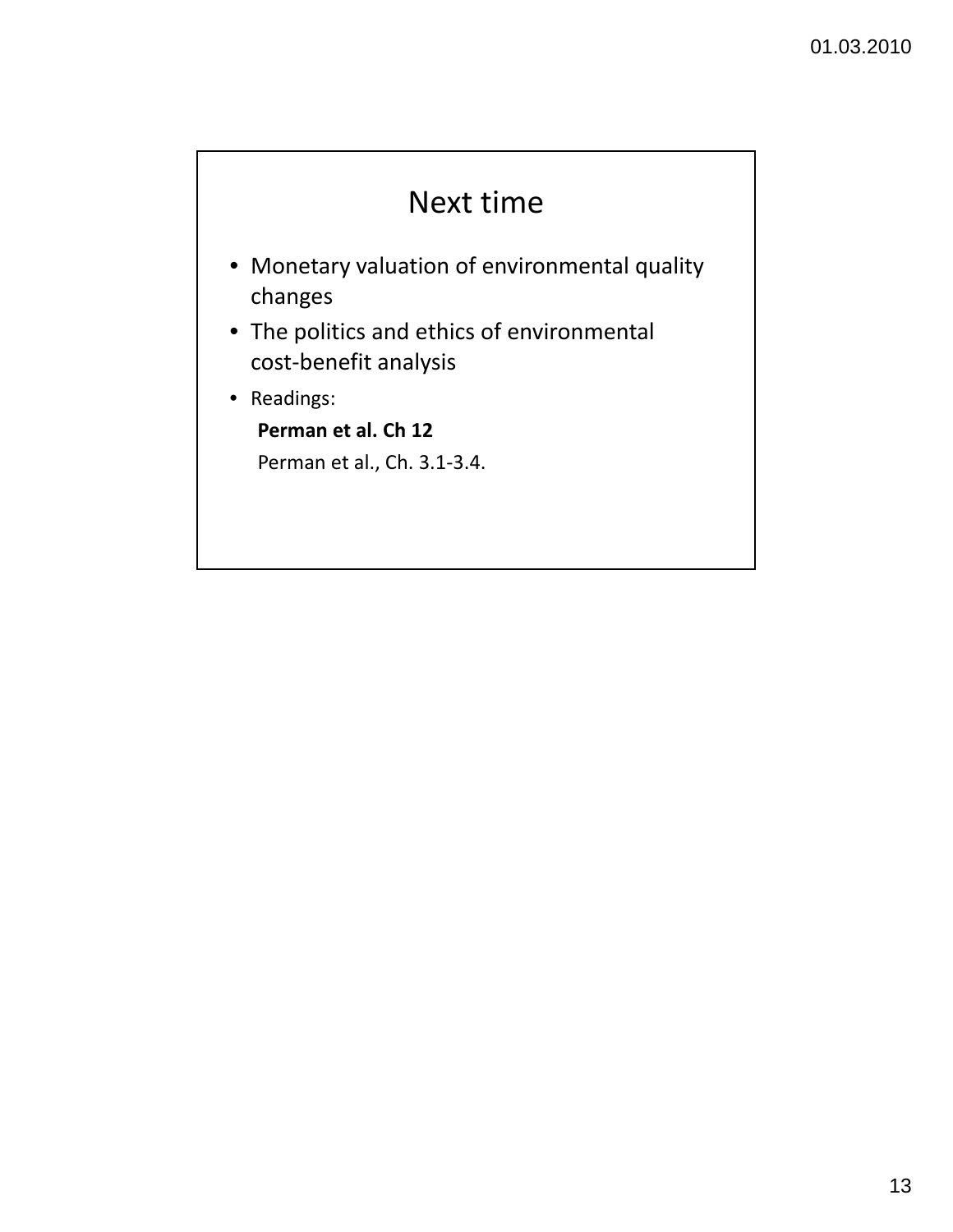# Next time

- Monetary valuation of environmental quality changes
- The politics and ethics of environmental cost-benefit analysis
- Readings:

  **Perman et al. Ch 12**

  Perman et al., Ch. 3.1-3.4.